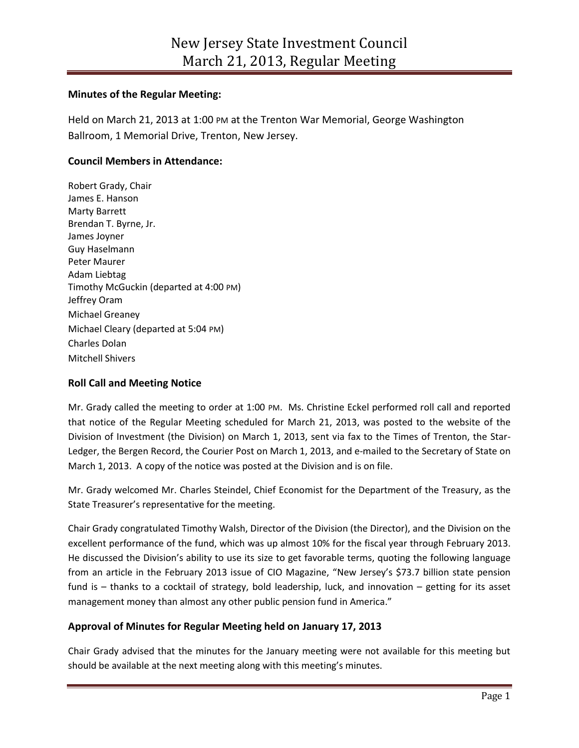# New Jersey State Investment Council
# March 21, 2013, Regular Meeting

**Minutes of the Regular Meeting:**

Held on March 21, 2013 at 1:00 PM at the Trenton War Memorial, George Washington Ballroom, 1 Memorial Drive, Trenton, New Jersey.

**Council Members in Attendance:**

Robert Grady, Chair
James E. Hanson
Marty Barrett
Brendan T. Byrne, Jr.
James Joyner
Guy Haselmann
Peter Maurer
Adam Liebtag
Timothy McGuckin (departed at 4:00 PM)
Jeffrey Oram
Michael Greaney
Michael Cleary (departed at 5:04 PM)
Charles Dolan
Mitchell Shivers

## Roll Call and Meeting Notice

Mr. Grady called the meeting to order at 1:00 PM. Ms. Christine Eckel performed roll call and reported that notice of the Regular Meeting scheduled for March 21, 2013, was posted to the website of the Division of Investment (the Division) on March 1, 2013, sent via fax to the Times of Trenton, the Star-Ledger, the Bergen Record, the Courier Post on March 1, 2013, and e-mailed to the Secretary of State on March 1, 2013. A copy of the notice was posted at the Division and is on file.

Mr. Grady welcomed Mr. Charles Steindel, Chief Economist for the Department of the Treasury, as the State Treasurer's representative for the meeting.

Chair Grady congratulated Timothy Walsh, Director of the Division (the Director), and the Division on the excellent performance of the fund, which was up almost 10% for the fiscal year through February 2013. He discussed the Division's ability to use its size to get favorable terms, quoting the following language from an article in the February 2013 issue of CIO Magazine, "New Jersey's $73.7 billion state pension fund is – thanks to a cocktail of strategy, bold leadership, luck, and innovation – getting for its asset management money than almost any other public pension fund in America."

## Approval of Minutes for Regular Meeting held on January 17, 2013

Chair Grady advised that the minutes for the January meeting were not available for this meeting but should be available at the next meeting along with this meeting's minutes.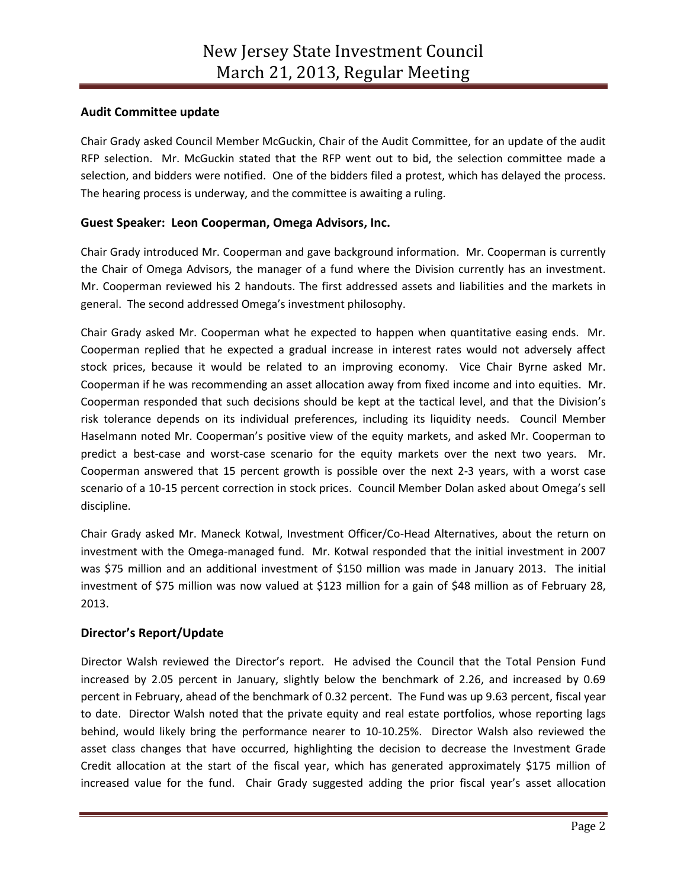## Audit Committee update

Chair Grady asked Council Member McGuckin, Chair of the Audit Committee, for an update of the audit RFP selection. Mr. McGuckin stated that the RFP went out to bid, the selection committee made a selection, and bidders were notified. One of the bidders filed a protest, which has delayed the process. The hearing process is underway, and the committee is awaiting a ruling.

## Guest Speaker: Leon Cooperman, Omega Advisors, Inc.

Chair Grady introduced Mr. Cooperman and gave background information. Mr. Cooperman is currently the Chair of Omega Advisors, the manager of a fund where the Division currently has an investment. Mr. Cooperman reviewed his 2 handouts. The first addressed assets and liabilities and the markets in general. The second addressed Omega's investment philosophy.

Chair Grady asked Mr. Cooperman what he expected to happen when quantitative easing ends. Mr. Cooperman replied that he expected a gradual increase in interest rates would not adversely affect stock prices, because it would be related to an improving economy. Vice Chair Byrne asked Mr. Cooperman if he was recommending an asset allocation away from fixed income and into equities. Mr. Cooperman responded that such decisions should be kept at the tactical level, and that the Division's risk tolerance depends on its individual preferences, including its liquidity needs. Council Member Haselmann noted Mr. Cooperman's positive view of the equity markets, and asked Mr. Cooperman to predict a best-case and worst-case scenario for the equity markets over the next two years. Mr. Cooperman answered that 15 percent growth is possible over the next 2-3 years, with a worst case scenario of a 10-15 percent correction in stock prices. Council Member Dolan asked about Omega's sell discipline.

Chair Grady asked Mr. Maneck Kotwal, Investment Officer/Co-Head Alternatives, about the return on investment with the Omega-managed fund. Mr. Kotwal responded that the initial investment in 2007 was $75 million and an additional investment of $150 million was made in January 2013. The initial investment of $75 million was now valued at $123 million for a gain of $48 million as of February 28, 2013.

## Director's Report/Update

Director Walsh reviewed the Director's report. He advised the Council that the Total Pension Fund increased by 2.05 percent in January, slightly below the benchmark of 2.26, and increased by 0.69 percent in February, ahead of the benchmark of 0.32 percent. The Fund was up 9.63 percent, fiscal year to date. Director Walsh noted that the private equity and real estate portfolios, whose reporting lags behind, would likely bring the performance nearer to 10-10.25%. Director Walsh also reviewed the asset class changes that have occurred, highlighting the decision to decrease the Investment Grade Credit allocation at the start of the fiscal year, which has generated approximately $175 million of increased value for the fund. Chair Grady suggested adding the prior fiscal year's asset allocation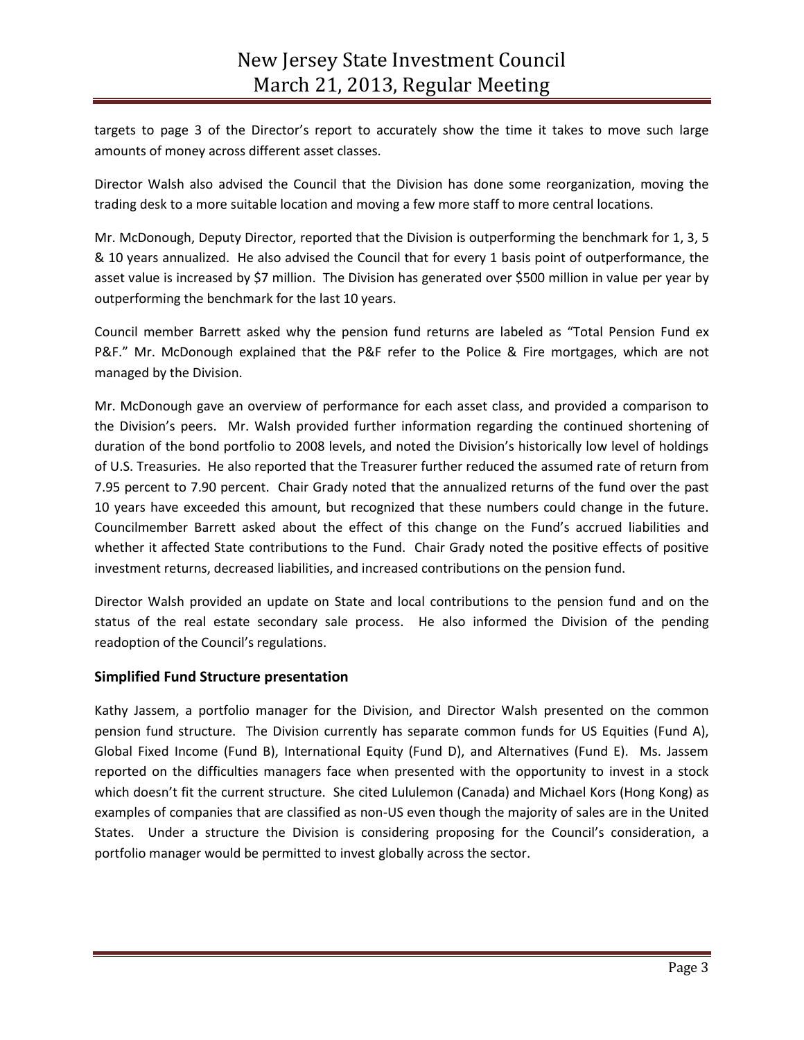targets to page 3 of the Director's report to accurately show the time it takes to move such large amounts of money across different asset classes.

Director Walsh also advised the Council that the Division has done some reorganization, moving the trading desk to a more suitable location and moving a few more staff to more central locations.

Mr. McDonough, Deputy Director, reported that the Division is outperforming the benchmark for 1, 3, 5 & 10 years annualized. He also advised the Council that for every 1 basis point of outperformance, the asset value is increased by $7 million. The Division has generated over $500 million in value per year by outperforming the benchmark for the last 10 years.

Council member Barrett asked why the pension fund returns are labeled as "Total Pension Fund ex P&F." Mr. McDonough explained that the P&F refer to the Police & Fire mortgages, which are not managed by the Division.

Mr. McDonough gave an overview of performance for each asset class, and provided a comparison to the Division's peers. Mr. Walsh provided further information regarding the continued shortening of duration of the bond portfolio to 2008 levels, and noted the Division's historically low level of holdings of U.S. Treasuries. He also reported that the Treasurer further reduced the assumed rate of return from 7.95 percent to 7.90 percent. Chair Grady noted that the annualized returns of the fund over the past 10 years have exceeded this amount, but recognized that these numbers could change in the future. Councilmember Barrett asked about the effect of this change on the Fund's accrued liabilities and whether it affected State contributions to the Fund. Chair Grady noted the positive effects of positive investment returns, decreased liabilities, and increased contributions on the pension fund.

Director Walsh provided an update on State and local contributions to the pension fund and on the status of the real estate secondary sale process. He also informed the Division of the pending readoption of the Council's regulations.

### Simplified Fund Structure presentation

Kathy Jassem, a portfolio manager for the Division, and Director Walsh presented on the common pension fund structure. The Division currently has separate common funds for US Equities (Fund A), Global Fixed Income (Fund B), International Equity (Fund D), and Alternatives (Fund E). Ms. Jassem reported on the difficulties managers face when presented with the opportunity to invest in a stock which doesn't fit the current structure. She cited Lululemon (Canada) and Michael Kors (Hong Kong) as examples of companies that are classified as non-US even though the majority of sales are in the United States. Under a structure the Division is considering proposing for the Council's consideration, a portfolio manager would be permitted to invest globally across the sector.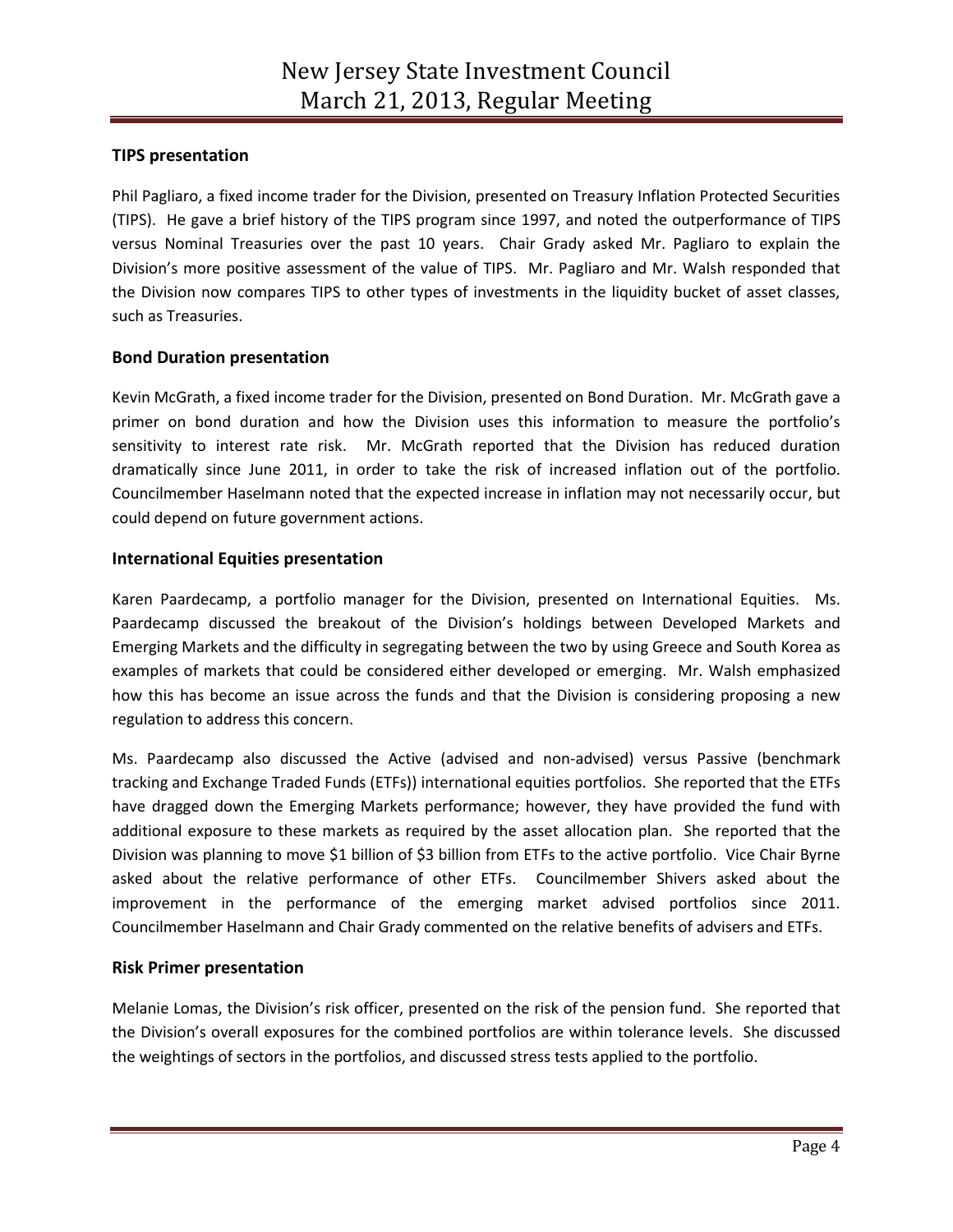### TIPS presentation

Phil Pagliaro, a fixed income trader for the Division, presented on Treasury Inflation Protected Securities (TIPS). He gave a brief history of the TIPS program since 1997, and noted the outperformance of TIPS versus Nominal Treasuries over the past 10 years. Chair Grady asked Mr. Pagliaro to explain the Division's more positive assessment of the value of TIPS. Mr. Pagliaro and Mr. Walsh responded that the Division now compares TIPS to other types of investments in the liquidity bucket of asset classes, such as Treasuries.

### Bond Duration presentation

Kevin McGrath, a fixed income trader for the Division, presented on Bond Duration. Mr. McGrath gave a primer on bond duration and how the Division uses this information to measure the portfolio's sensitivity to interest rate risk. Mr. McGrath reported that the Division has reduced duration dramatically since June 2011, in order to take the risk of increased inflation out of the portfolio. Councilmember Haselmann noted that the expected increase in inflation may not necessarily occur, but could depend on future government actions.

### International Equities presentation

Karen Paardecamp, a portfolio manager for the Division, presented on International Equities. Ms. Paardecamp discussed the breakout of the Division's holdings between Developed Markets and Emerging Markets and the difficulty in segregating between the two by using Greece and South Korea as examples of markets that could be considered either developed or emerging. Mr. Walsh emphasized how this has become an issue across the funds and that the Division is considering proposing a new regulation to address this concern.

Ms. Paardecamp also discussed the Active (advised and non-advised) versus Passive (benchmark tracking and Exchange Traded Funds (ETFs)) international equities portfolios. She reported that the ETFs have dragged down the Emerging Markets performance; however, they have provided the fund with additional exposure to these markets as required by the asset allocation plan. She reported that the Division was planning to move $1 billion of $3 billion from ETFs to the active portfolio. Vice Chair Byrne asked about the relative performance of other ETFs. Councilmember Shivers asked about the improvement in the performance of the emerging market advised portfolios since 2011. Councilmember Haselmann and Chair Grady commented on the relative benefits of advisers and ETFs.

### Risk Primer presentation

Melanie Lomas, the Division's risk officer, presented on the risk of the pension fund. She reported that the Division's overall exposures for the combined portfolios are within tolerance levels. She discussed the weightings of sectors in the portfolios, and discussed stress tests applied to the portfolio.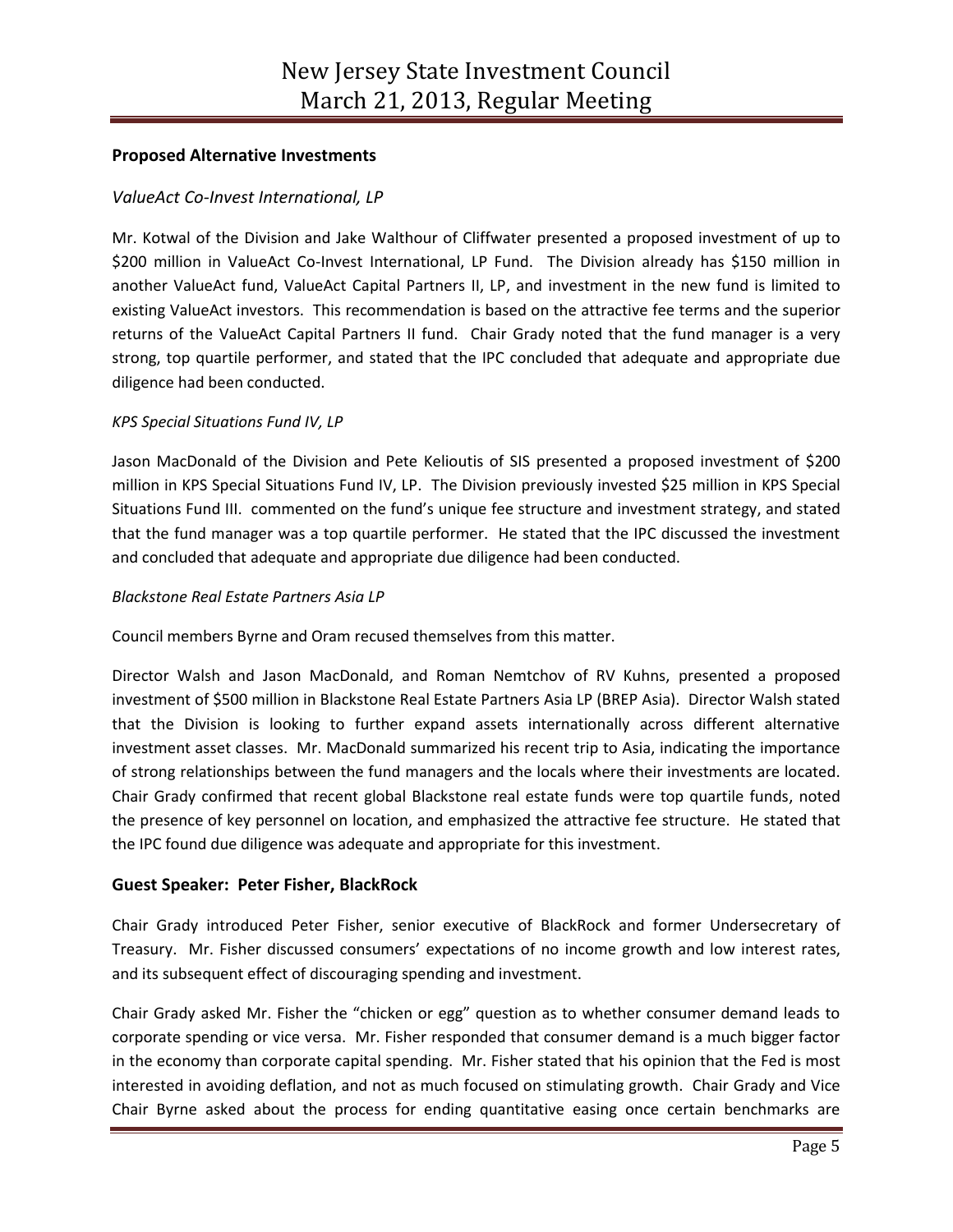## Proposed Alternative Investments

### *ValueAct Co-Invest International, LP*

Mr. Kotwal of the Division and Jake Walthour of Cliffwater presented a proposed investment of up to $200 million in ValueAct Co-Invest International, LP Fund. The Division already has $150 million in another ValueAct fund, ValueAct Capital Partners II, LP, and investment in the new fund is limited to existing ValueAct investors. This recommendation is based on the attractive fee terms and the superior returns of the ValueAct Capital Partners II fund. Chair Grady noted that the fund manager is a very strong, top quartile performer, and stated that the IPC concluded that adequate and appropriate due diligence had been conducted.

### *KPS Special Situations Fund IV, LP*

Jason MacDonald of the Division and Pete Kelioutis of SIS presented a proposed investment of $200 million in KPS Special Situations Fund IV, LP. The Division previously invested $25 million in KPS Special Situations Fund III. commented on the fund's unique fee structure and investment strategy, and stated that the fund manager was a top quartile performer. He stated that the IPC discussed the investment and concluded that adequate and appropriate due diligence had been conducted.

### *Blackstone Real Estate Partners Asia LP*

Council members Byrne and Oram recused themselves from this matter.

Director Walsh and Jason MacDonald, and Roman Nemtchov of RV Kuhns, presented a proposed investment of $500 million in Blackstone Real Estate Partners Asia LP (BREP Asia). Director Walsh stated that the Division is looking to further expand assets internationally across different alternative investment asset classes. Mr. MacDonald summarized his recent trip to Asia, indicating the importance of strong relationships between the fund managers and the locals where their investments are located. Chair Grady confirmed that recent global Blackstone real estate funds were top quartile funds, noted the presence of key personnel on location, and emphasized the attractive fee structure. He stated that the IPC found due diligence was adequate and appropriate for this investment.

## Guest Speaker: Peter Fisher, BlackRock

Chair Grady introduced Peter Fisher, senior executive of BlackRock and former Undersecretary of Treasury. Mr. Fisher discussed consumers' expectations of no income growth and low interest rates, and its subsequent effect of discouraging spending and investment.

Chair Grady asked Mr. Fisher the "chicken or egg" question as to whether consumer demand leads to corporate spending or vice versa. Mr. Fisher responded that consumer demand is a much bigger factor in the economy than corporate capital spending. Mr. Fisher stated that his opinion that the Fed is most interested in avoiding deflation, and not as much focused on stimulating growth. Chair Grady and Vice Chair Byrne asked about the process for ending quantitative easing once certain benchmarks are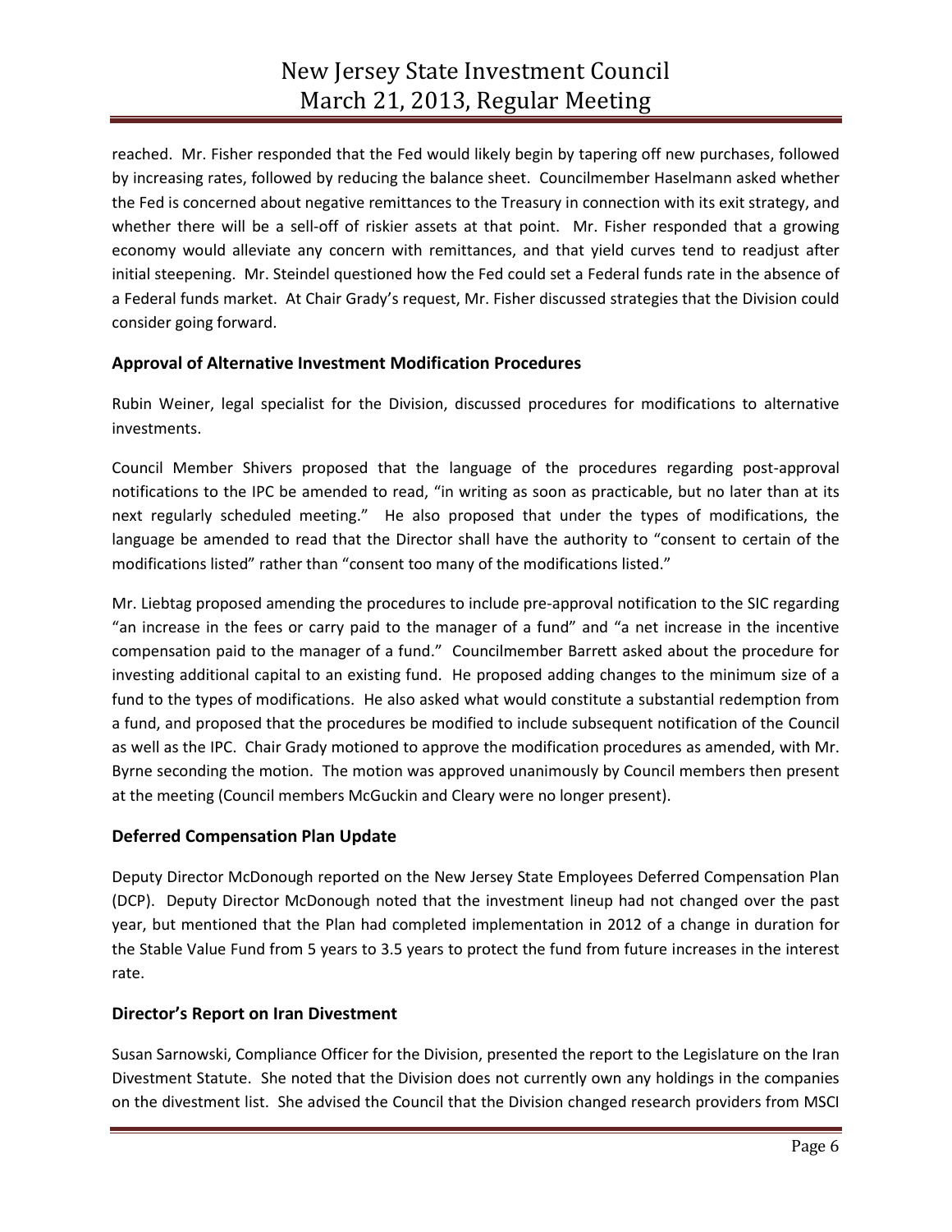reached. Mr. Fisher responded that the Fed would likely begin by tapering off new purchases, followed by increasing rates, followed by reducing the balance sheet. Councilmember Haselmann asked whether the Fed is concerned about negative remittances to the Treasury in connection with its exit strategy, and whether there will be a sell-off of riskier assets at that point. Mr. Fisher responded that a growing economy would alleviate any concern with remittances, and that yield curves tend to readjust after initial steepening. Mr. Steindel questioned how the Fed could set a Federal funds rate in the absence of a Federal funds market. At Chair Grady's request, Mr. Fisher discussed strategies that the Division could consider going forward.

## Approval of Alternative Investment Modification Procedures

Rubin Weiner, legal specialist for the Division, discussed procedures for modifications to alternative investments.

Council Member Shivers proposed that the language of the procedures regarding post-approval notifications to the IPC be amended to read, "in writing as soon as practicable, but no later than at its next regularly scheduled meeting." He also proposed that under the types of modifications, the language be amended to read that the Director shall have the authority to "consent to certain of the modifications listed" rather than "consent too many of the modifications listed."

Mr. Liebtag proposed amending the procedures to include pre-approval notification to the SIC regarding "an increase in the fees or carry paid to the manager of a fund" and "a net increase in the incentive compensation paid to the manager of a fund." Councilmember Barrett asked about the procedure for investing additional capital to an existing fund. He proposed adding changes to the minimum size of a fund to the types of modifications. He also asked what would constitute a substantial redemption from a fund, and proposed that the procedures be modified to include subsequent notification of the Council as well as the IPC. Chair Grady motioned to approve the modification procedures as amended, with Mr. Byrne seconding the motion. The motion was approved unanimously by Council members then present at the meeting (Council members McGuckin and Cleary were no longer present).

## Deferred Compensation Plan Update

Deputy Director McDonough reported on the New Jersey State Employees Deferred Compensation Plan (DCP). Deputy Director McDonough noted that the investment lineup had not changed over the past year, but mentioned that the Plan had completed implementation in 2012 of a change in duration for the Stable Value Fund from 5 years to 3.5 years to protect the fund from future increases in the interest rate.

## Director's Report on Iran Divestment

Susan Sarnowski, Compliance Officer for the Division, presented the report to the Legislature on the Iran Divestment Statute. She noted that the Division does not currently own any holdings in the companies on the divestment list. She advised the Council that the Division changed research providers from MSCI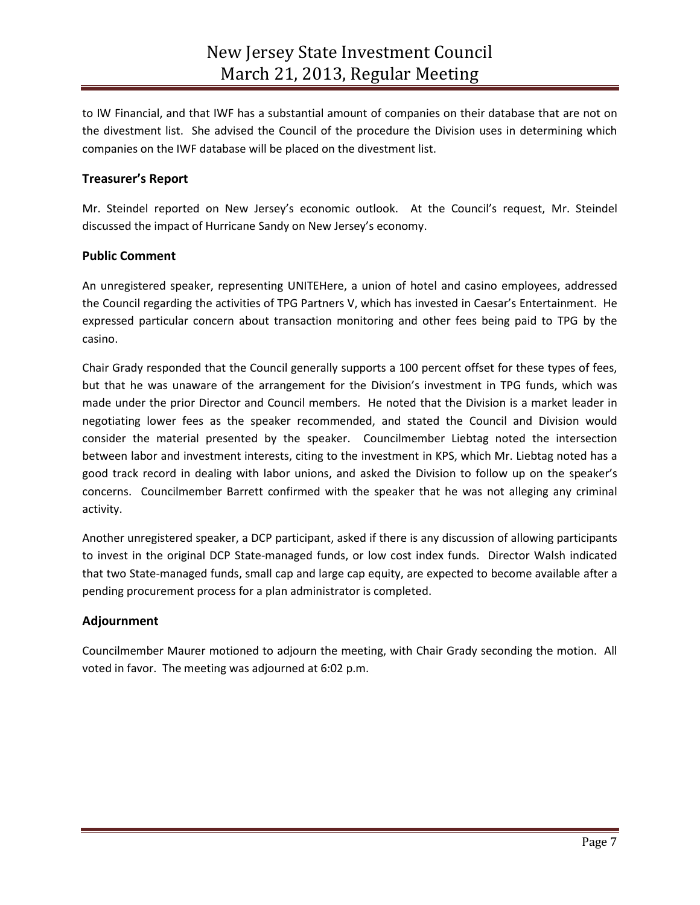to IW Financial, and that IWF has a substantial amount of companies on their database that are not on the divestment list. She advised the Council of the procedure the Division uses in determining which companies on the IWF database will be placed on the divestment list.

## Treasurer's Report

Mr. Steindel reported on New Jersey's economic outlook. At the Council's request, Mr. Steindel discussed the impact of Hurricane Sandy on New Jersey's economy.

## Public Comment

An unregistered speaker, representing UNITEHere, a union of hotel and casino employees, addressed the Council regarding the activities of TPG Partners V, which has invested in Caesar's Entertainment. He expressed particular concern about transaction monitoring and other fees being paid to TPG by the casino.

Chair Grady responded that the Council generally supports a 100 percent offset for these types of fees, but that he was unaware of the arrangement for the Division's investment in TPG funds, which was made under the prior Director and Council members. He noted that the Division is a market leader in negotiating lower fees as the speaker recommended, and stated the Council and Division would consider the material presented by the speaker. Councilmember Liebtag noted the intersection between labor and investment interests, citing to the investment in KPS, which Mr. Liebtag noted has a good track record in dealing with labor unions, and asked the Division to follow up on the speaker's concerns. Councilmember Barrett confirmed with the speaker that he was not alleging any criminal activity.

Another unregistered speaker, a DCP participant, asked if there is any discussion of allowing participants to invest in the original DCP State-managed funds, or low cost index funds. Director Walsh indicated that two State-managed funds, small cap and large cap equity, are expected to become available after a pending procurement process for a plan administrator is completed.

## Adjournment

Councilmember Maurer motioned to adjourn the meeting, with Chair Grady seconding the motion. All voted in favor. The meeting was adjourned at 6:02 p.m.